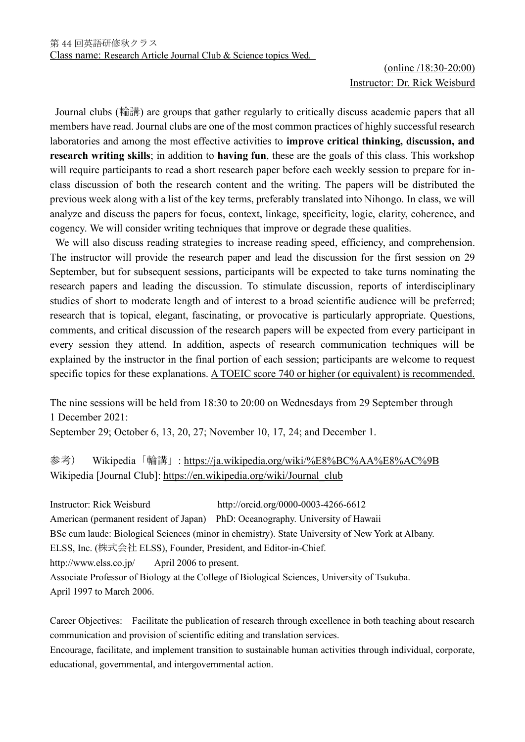第 44 回英語研修秋クラス

<u>Class name: Research Article Journal Club & Science topics Wed.</u>

<u>(online /18:30-20:00)</u>

<u>Instructor: Dr. Rick Weisburd</u>

Journal clubs (輪講) are groups that gather regularly to critically discuss academic papers that all members have read. Journal clubs are one of the most common practices of highly successful research laboratories and among the most effective activities to **improve critical thinking, discussion, and research writing skills**; in addition to **having fun**, these are the goals of this class. This workshop will require participants to read a short research paper before each weekly session to prepare for in-class discussion of both the research content and the writing. The papers will be distributed the previous week along with a list of the key terms, preferably translated into Nihongo. In class, we will analyze and discuss the papers for focus, context, linkage, specificity, logic, clarity, coherence, and cogency. We will consider writing techniques that improve or degrade these qualities.

We will also discuss reading strategies to increase reading speed, efficiency, and comprehension. The instructor will provide the research paper and lead the discussion for the first session on 29 September, but for subsequent sessions, participants will be expected to take turns nominating the research papers and leading the discussion. To stimulate discussion, reports of interdisciplinary studies of short to moderate length and of interest to a broad scientific audience will be preferred; research that is topical, elegant, fascinating, or provocative is particularly appropriate. Questions, comments, and critical discussion of the research papers will be expected from every participant in every session they attend. In addition, aspects of research communication techniques will be explained by the instructor in the final portion of each session; participants are welcome to request specific topics for these explanations. <u>A TOEIC score 740 or higher (or equivalent) is recommended.</u>

The nine sessions will be held from 18:30 to 20:00 on Wednesdays from 29 September through 1 December 2021:
September 29; October 6, 13, 20, 27; November 10, 17, 24; and December 1.

参考） Wikipedia「輪講」: https://ja.wikipedia.org/wiki/%E8%BC%AA%E8%AC%9B
Wikipedia [Journal Club]: https://en.wikipedia.org/wiki/Journal_club

Instructor: Rick Weisburd http://orcid.org/0000-0003-4266-6612
American (permanent resident of Japan) PhD: Oceanography. University of Hawaii
BSc cum laude: Biological Sciences (minor in chemistry). State University of New York at Albany.
ELSS, Inc. (株式会社 ELSS), Founder, President, and Editor-in-Chief.
http://www.elss.co.jp/ April 2006 to present.
Associate Professor of Biology at the College of Biological Sciences, University of Tsukuba.
April 1997 to March 2006.

Career Objectives: Facilitate the publication of research through excellence in both teaching about research communication and provision of scientific editing and translation services.
Encourage, facilitate, and implement transition to sustainable human activities through individual, corporate, educational, governmental, and intergovernmental action.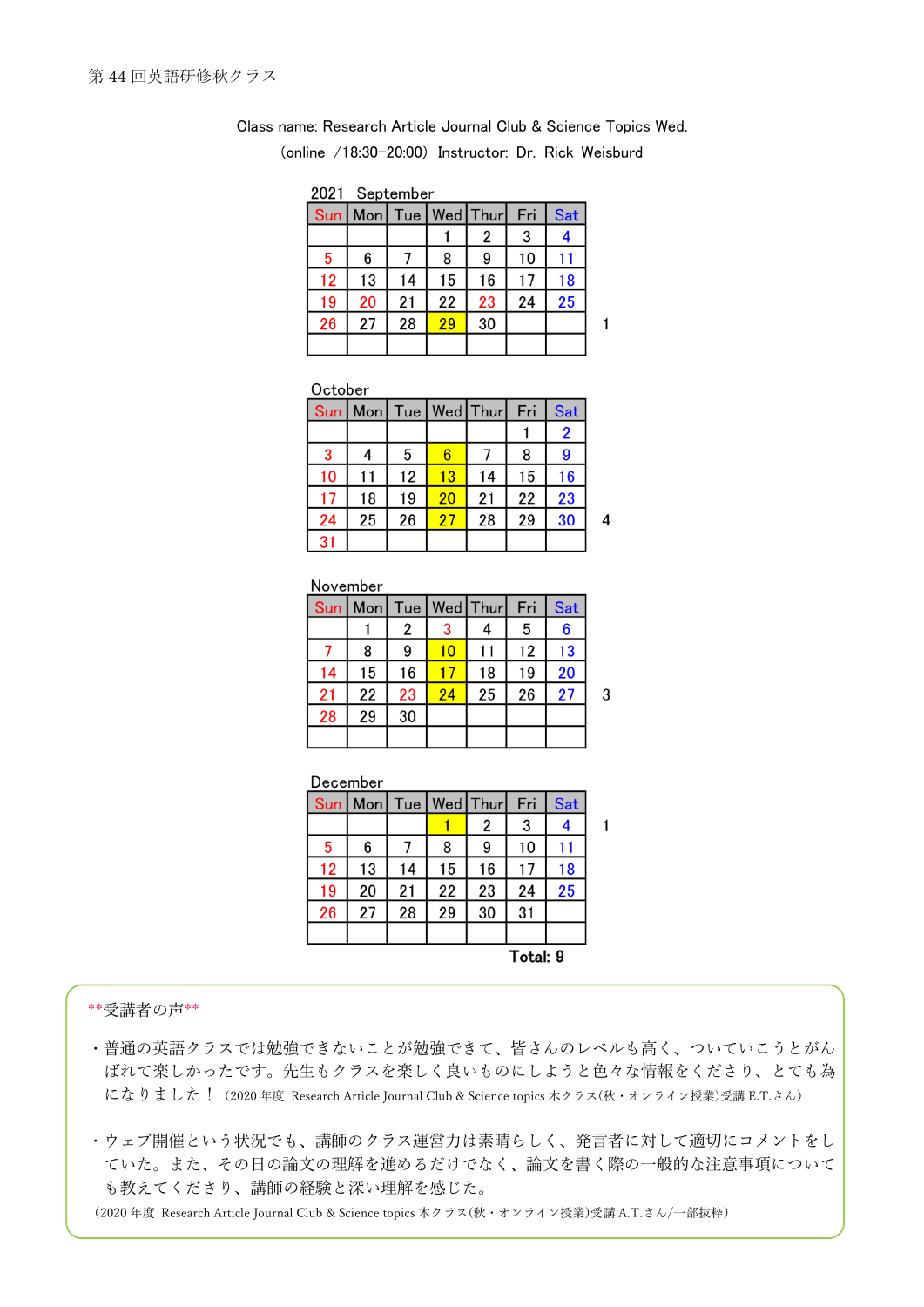第 44 回英語研修秋クラス

Class name: Research Article Journal Club & Science Topics Wed.

(online /18:30-20:00) Instructor: Dr. Rick Weisburd

2021 September

| Sun | Mon | Tue | Wed | Thur | Fri | Sat | |
|---|---|---|---|---|---|---|---|
| | | | 1 | 2 | 3 | 4 | |
| 5 | 6 | 7 | 8 | 9 | 10 | 11 | |
| 12 | 13 | 14 | 15 | 16 | 17 | 18 | |
| 19 | 20 | 21 | 22 | 23 | 24 | 25 | |
| 26 | 27 | 28 | 29 | 30 | | | 1 |
| | | | | | | | |

October

| Sun | Mon | Tue | Wed | Thur | Fri | Sat | |
|---|---|---|---|---|---|---|---|
| | | | | | 1 | 2 | |
| 3 | 4 | 5 | 6 | 7 | 8 | 9 | |
| 10 | 11 | 12 | 13 | 14 | 15 | 16 | |
| 17 | 18 | 19 | 20 | 21 | 22 | 23 | |
| 24 | 25 | 26 | 27 | 28 | 29 | 30 | 4 |
| 31 | | | | | | | |

November

| Sun | Mon | Tue | Wed | Thur | Fri | Sat | |
|---|---|---|---|---|---|---|---|
| | 1 | 2 | 3 | 4 | 5 | 6 | |
| 7 | 8 | 9 | 10 | 11 | 12 | 13 | |
| 14 | 15 | 16 | 17 | 18 | 19 | 20 | |
| 21 | 22 | 23 | 24 | 25 | 26 | 27 | 3 |
| 28 | 29 | 30 | | | | | |
| | | | | | | | |

December

| Sun | Mon | Tue | Wed | Thur | Fri | Sat | |
|---|---|---|---|---|---|---|---|
| | | | 1 | 2 | 3 | 4 | 1 |
| 5 | 6 | 7 | 8 | 9 | 10 | 11 | |
| 12 | 13 | 14 | 15 | 16 | 17 | 18 | |
| 19 | 20 | 21 | 22 | 23 | 24 | 25 | |
| 26 | 27 | 28 | 29 | 30 | 31 | | |
| | | | | | | | |

**Total: 9**

\*\*受講者の声\*\*

・普通の英語クラスでは勉強できないことが勉強できて、皆さんのレベルも高く、ついていこうとがんばれて楽しかったです。先生もクラスを楽しく良いものにしようと色々な情報をくださり、とても為になりました！ (2020 年度 Research Article Journal Club & Science topics 木クラス(秋・オンライン授業)受講 E.T.さん)

・ウェブ開催という状況でも、講師のクラス運営力は素晴らしく、発言者に対して適切にコメントをしていた。また、その日の論文の理解を進めるだけでなく、論文を書く際の一般的な注意事項についても教えてくださり、講師の経験と深い理解を感じた。
(2020 年度 Research Article Journal Club & Science topics 木クラス(秋・オンライン授業)受講 A.T.さん/一部抜粋)